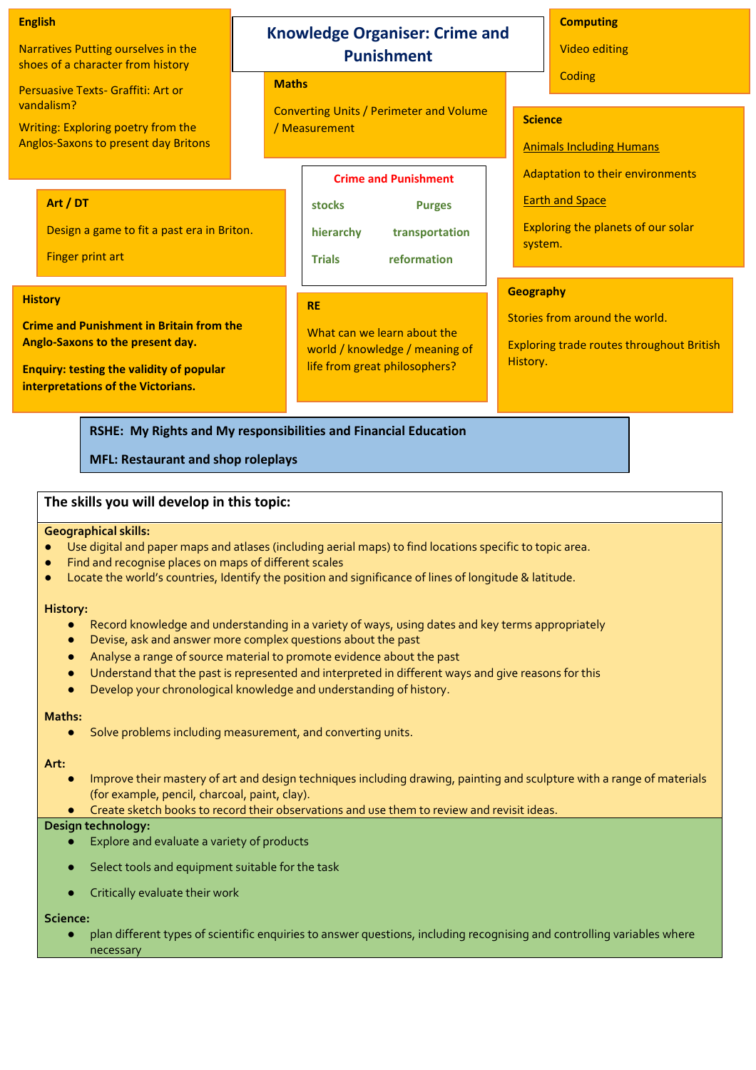# Knowledge Organiser: Crime and Punishment

**English**

Narratives Putting ourselves in the shoes of a character from history

Persuasive Texts- Graffiti: Art or vandalism?

Writing: Exploring poetry from the Anglos-Saxons to present day Britons

**Maths**

Converting Units / Perimeter and Volume / Measurement

**Computing**

Video editing

Coding

**Science**

Animals Including Humans

Adaptation to their environments

Earth and Space

Exploring the planets of our solar system.

**Art / DT**

Design a game to fit a past era in Briton.

Finger print art

**Crime and Punishment**

| | |
|---|---|
| stocks | Purges |
| hierarchy | transportation |
| Trials | reformation |

**History**

**Crime and Punishment in Britain from the Anglo-Saxons to the present day.**

**Enquiry: testing the validity of popular interpretations of the Victorians.**

**RE**

What can we learn about the world / knowledge / meaning of life from great philosophers?

**Geography**

Stories from around the world.

Exploring trade routes throughout British History.

**RSHE: My Rights and My responsibilities and Financial Education**

**MFL: Restaurant and shop roleplays**

## The skills you will develop in this topic:

**Geographical skills:**

- Use digital and paper maps and atlases (including aerial maps) to find locations specific to topic area.
- Find and recognise places on maps of different scales
- Locate the world's countries, Identify the position and significance of lines of longitude & latitude.

**History:**

- Record knowledge and understanding in a variety of ways, using dates and key terms appropriately
- Devise, ask and answer more complex questions about the past
- Analyse a range of source material to promote evidence about the past
- Understand that the past is represented and interpreted in different ways and give reasons for this
- Develop your chronological knowledge and understanding of history.

**Maths:**

- Solve problems including measurement, and converting units.

**Art:**

- Improve their mastery of art and design techniques including drawing, painting and sculpture with a range of materials (for example, pencil, charcoal, paint, clay).
- Create sketch books to record their observations and use them to review and revisit ideas.

**Design technology:**

- Explore and evaluate a variety of products
- Select tools and equipment suitable for the task
- Critically evaluate their work

**Science:**

- plan different types of scientific enquiries to answer questions, including recognising and controlling variables where necessary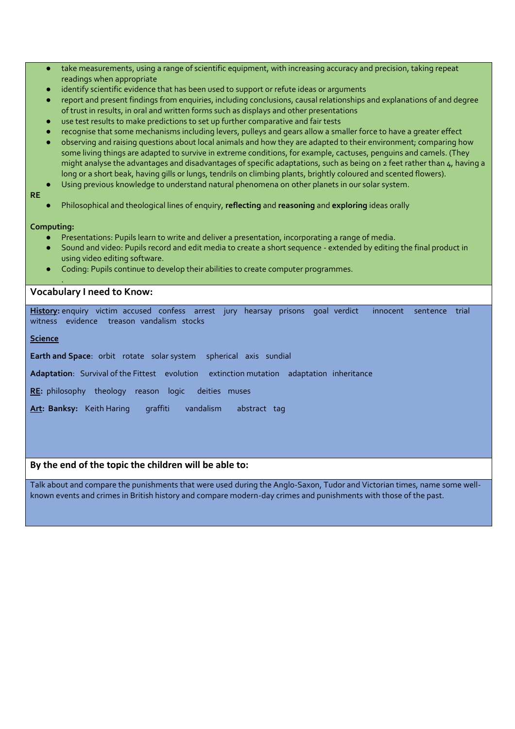- take measurements, using a range of scientific equipment, with increasing accuracy and precision, taking repeat readings when appropriate
- identify scientific evidence that has been used to support or refute ideas or arguments
- report and present findings from enquiries, including conclusions, causal relationships and explanations of and degree of trust in results, in oral and written forms such as displays and other presentations
- use test results to make predictions to set up further comparative and fair tests
- recognise that some mechanisms including levers, pulleys and gears allow a smaller force to have a greater effect
- observing and raising questions about local animals and how they are adapted to their environment; comparing how some living things are adapted to survive in extreme conditions, for example, cactuses, penguins and camels. (They might analyse the advantages and disadvantages of specific adaptations, such as being on 2 feet rather than 4, having a long or a short beak, having gills or lungs, tendrils on climbing plants, brightly coloured and scented flowers).
- Using previous knowledge to understand natural phenomena on other planets in our solar system.

**RE**

- Philosophical and theological lines of enquiry, **reflecting** and **reasoning** and **exploring** ideas orally

**Computing:**

- Presentations: Pupils learn to write and deliver a presentation, incorporating a range of media.
- Sound and video: Pupils record and edit media to create a short sequence - extended by editing the final product in using video editing software.
- Coding: Pupils continue to develop their abilities to create computer programmes.

## Vocabulary I need to Know:

**History:** enquiry victim accused confess arrest jury hearsay prisons goal verdict innocent sentence trial witness evidence treason vandalism stocks

**Science**

**Earth and Space**: orbit rotate solar system spherical axis sundial

**Adaptation**: Survival of the Fittest evolution extinction mutation adaptation inheritance

**RE:** philosophy theology reason logic deities muses

**Art: Banksy:** Keith Haring graffiti vandalism abstract tag

## By the end of the topic the children will be able to:

Talk about and compare the punishments that were used during the Anglo-Saxon, Tudor and Victorian times, name some well-known events and crimes in British history and compare modern-day crimes and punishments with those of the past.